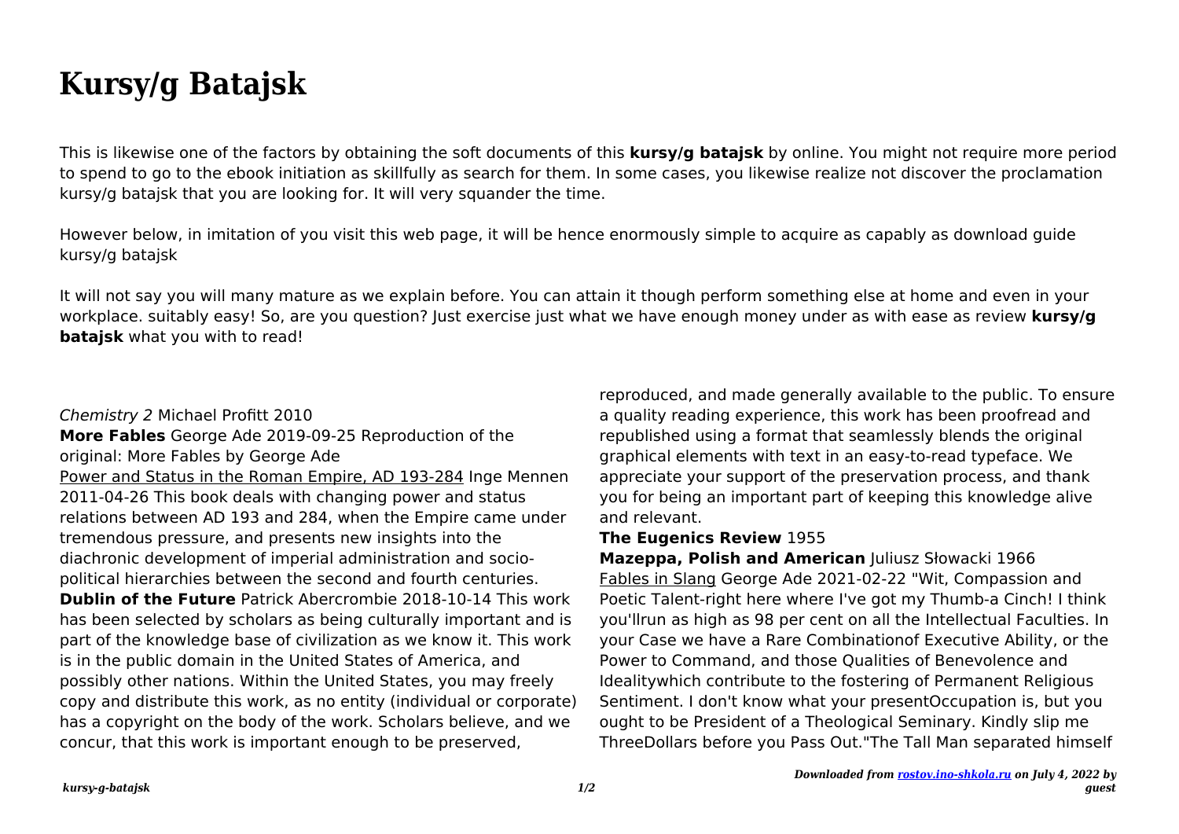# Kursy/g Batajsk

This is likewise one of the factors by obtaining the soft documents of this **kursy/g batajsk** by online. You might not require more period to spend to go to the ebook initiation as skillfully as search for them. In some cases, you likewise realize not discover the proclamation kursy/g batajsk that you are looking for. It will very squander the time.

However below, in imitation of you visit this web page, it will be hence enormously simple to acquire as capably as download guide kursy/g batajsk

It will not say you will many mature as we explain before. You can attain it though perform something else at home and even in your workplace. suitably easy! So, are you question? Just exercise just what we have enough money under as with ease as review **kursy/g batajsk** what you with to read!

*Chemistry 2* Michael Profitt 2010

**More Fables** George Ade 2019-09-25 Reproduction of the original: More Fables by George Ade

Power and Status in the Roman Empire, AD 193-284 Inge Mennen 2011-04-26 This book deals with changing power and status relations between AD 193 and 284, when the Empire came under tremendous pressure, and presents new insights into the diachronic development of imperial administration and socio-political hierarchies between the second and fourth centuries.

**Dublin of the Future** Patrick Abercrombie 2018-10-14 This work has been selected by scholars as being culturally important and is part of the knowledge base of civilization as we know it. This work is in the public domain in the United States of America, and possibly other nations. Within the United States, you may freely copy and distribute this work, as no entity (individual or corporate) has a copyright on the body of the work. Scholars believe, and we concur, that this work is important enough to be preserved, reproduced, and made generally available to the public. To ensure a quality reading experience, this work has been proofread and republished using a format that seamlessly blends the original graphical elements with text in an easy-to-read typeface. We appreciate your support of the preservation process, and thank you for being an important part of keeping this knowledge alive and relevant.

**The Eugenics Review** 1955

**Mazeppa, Polish and American** Juliusz Słowacki 1966

Fables in Slang George Ade 2021-02-22 "Wit, Compassion and Poetic Talent-right here where I've got my Thumb-a Cinch! I think you'llrun as high as 98 per cent on all the Intellectual Faculties. In your Case we have a Rare Combinationof Executive Ability, or the Power to Command, and those Qualities of Benevolence and Idealitywhich contribute to the fostering of Permanent Religious Sentiment. I don't know what your presentOccupation is, but you ought to be President of a Theological Seminary. Kindly slip me ThreeDollars before you Pass Out."The Tall Man separated himself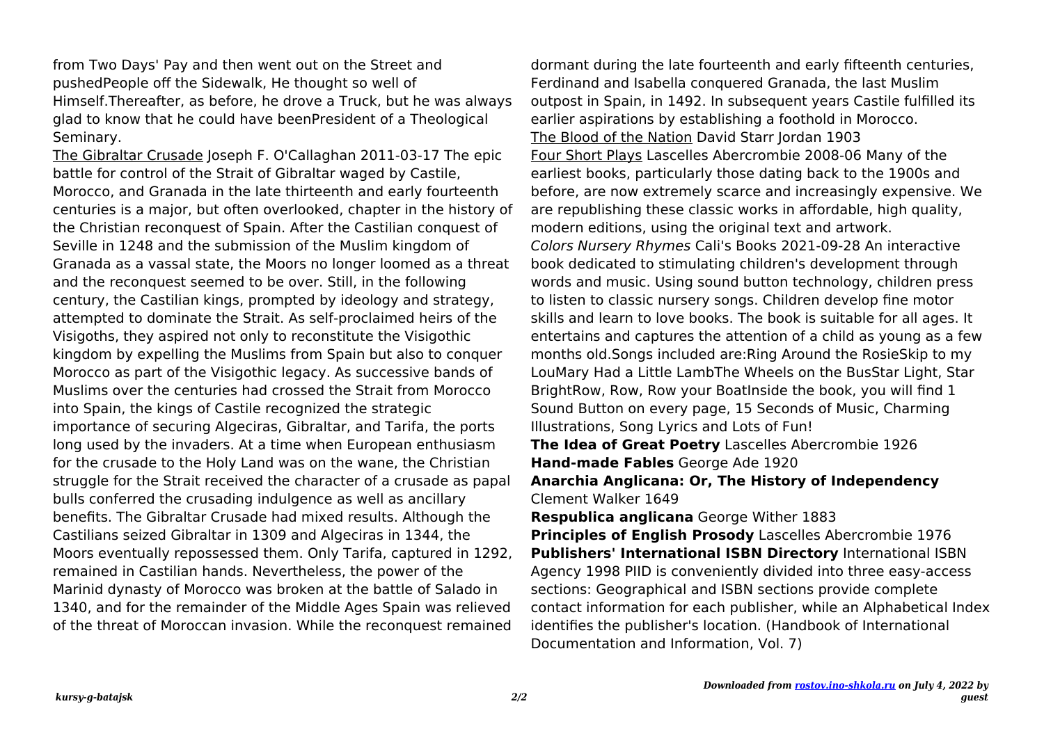from Two Days' Pay and then went out on the Street and pushedPeople off the Sidewalk, He thought so well of Himself.Thereafter, as before, he drove a Truck, but he was always glad to know that he could have beenPresident of a Theological Seminary.

The Gibraltar Crusade Joseph F. O'Callaghan 2011-03-17 The epic battle for control of the Strait of Gibraltar waged by Castile, Morocco, and Granada in the late thirteenth and early fourteenth centuries is a major, but often overlooked, chapter in the history of the Christian reconquest of Spain. After the Castilian conquest of Seville in 1248 and the submission of the Muslim kingdom of Granada as a vassal state, the Moors no longer loomed as a threat and the reconquest seemed to be over. Still, in the following century, the Castilian kings, prompted by ideology and strategy, attempted to dominate the Strait. As self-proclaimed heirs of the Visigoths, they aspired not only to reconstitute the Visigothic kingdom by expelling the Muslims from Spain but also to conquer Morocco as part of the Visigothic legacy. As successive bands of Muslims over the centuries had crossed the Strait from Morocco into Spain, the kings of Castile recognized the strategic importance of securing Algeciras, Gibraltar, and Tarifa, the ports long used by the invaders. At a time when European enthusiasm for the crusade to the Holy Land was on the wane, the Christian struggle for the Strait received the character of a crusade as papal bulls conferred the crusading indulgence as well as ancillary benefits. The Gibraltar Crusade had mixed results. Although the Castilians seized Gibraltar in 1309 and Algeciras in 1344, the Moors eventually repossessed them. Only Tarifa, captured in 1292, remained in Castilian hands. Nevertheless, the power of the Marinid dynasty of Morocco was broken at the battle of Salado in 1340, and for the remainder of the Middle Ages Spain was relieved of the threat of Moroccan invasion. While the reconquest remained dormant during the late fourteenth and early fifteenth centuries, Ferdinand and Isabella conquered Granada, the last Muslim outpost in Spain, in 1492. In subsequent years Castile fulfilled its earlier aspirations by establishing a foothold in Morocco.

The Blood of the Nation David Starr Jordan 1903

Four Short Plays Lascelles Abercrombie 2008-06 Many of the earliest books, particularly those dating back to the 1900s and before, are now extremely scarce and increasingly expensive. We are republishing these classic works in affordable, high quality, modern editions, using the original text and artwork.

*Colors Nursery Rhymes* Cali's Books 2021-09-28 An interactive book dedicated to stimulating children's development through words and music. Using sound button technology, children press to listen to classic nursery songs. Children develop fine motor skills and learn to love books. The book is suitable for all ages. It entertains and captures the attention of a child as young as a few months old.Songs included are:Ring Around the RosieSkip to my LouMary Had a Little LambThe Wheels on the BusStar Light, Star BrightRow, Row, Row your BoatInside the book, you will find 1 Sound Button on every page, 15 Seconds of Music, Charming Illustrations, Song Lyrics and Lots of Fun!

**The Idea of Great Poetry** Lascelles Abercrombie 1926

**Hand-made Fables** George Ade 1920

**Anarchia Anglicana: Or, The History of Independency** Clement Walker 1649

**Respublica anglicana** George Wither 1883

**Principles of English Prosody** Lascelles Abercrombie 1976

**Publishers' International ISBN Directory** International ISBN Agency 1998 PIID is conveniently divided into three easy-access sections: Geographical and ISBN sections provide complete contact information for each publisher, while an Alphabetical Index identifies the publisher's location. (Handbook of International Documentation and Information, Vol. 7)